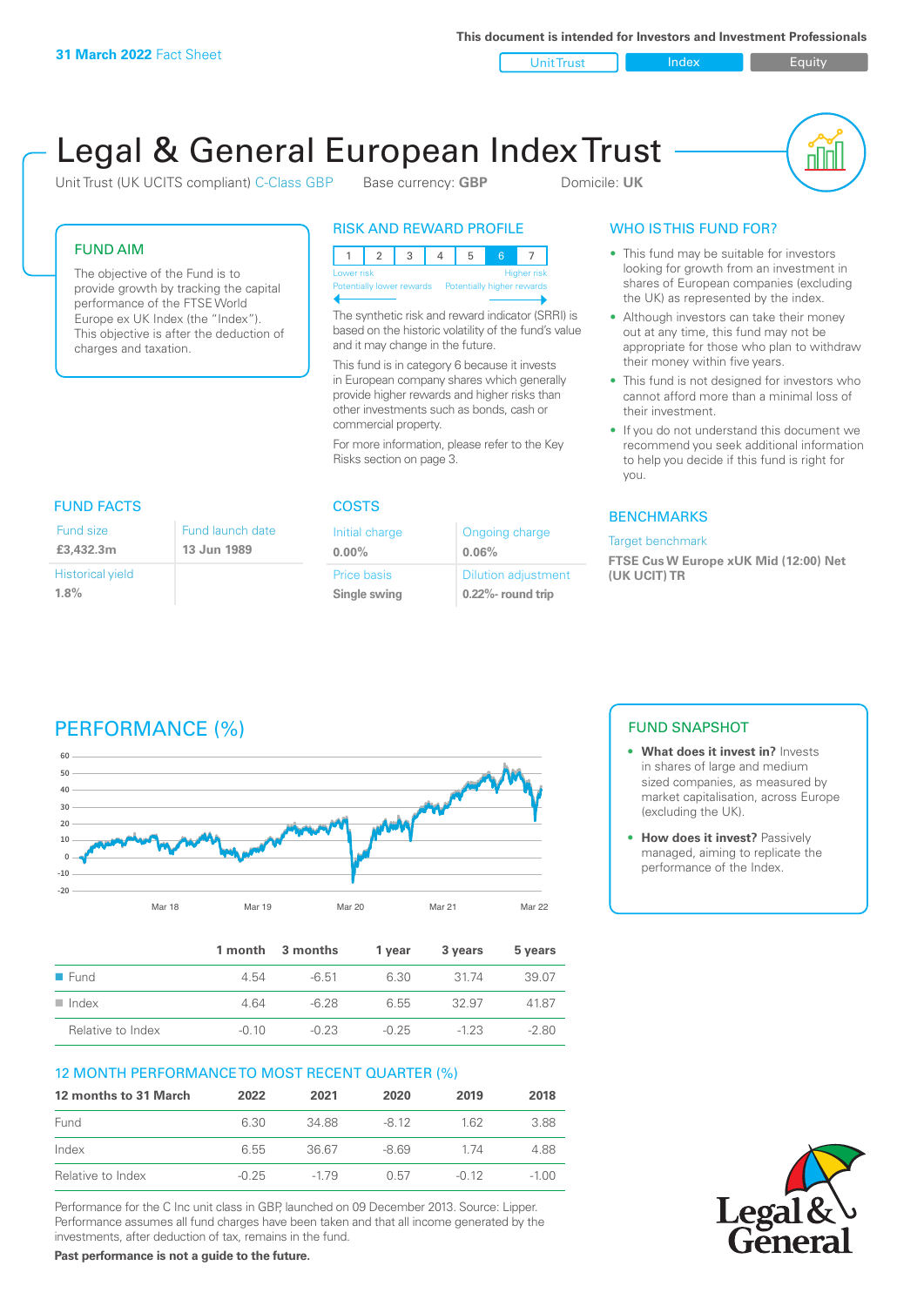31 March 2022 Fact Sheet

This document is intended for Investors and Investment Professionals

Unit Trust | Index | Equity

# Legal & General European Index Trust

Unit Trust (UK UCITS compliant) C-Class GBP    Base currency: **GBP**    Domicile: **UK**

## FUND AIM

The objective of the Fund is to provide growth by tracking the capital performance of the FTSE World Europe ex UK Index (the "Index"). This objective is after the deduction of charges and taxation.

## RISK AND REWARD PROFILE

| 1 | 2 | 3 | 4 | 5 | 6 | 7 |
|---|---|---|---|---|---|---|

Lower risk — Potentially lower rewards    Higher risk — Potentially higher rewards

The synthetic risk and reward indicator (SRRI) is based on the historic volatility of the fund's value and it may change in the future.

This fund is in category 6 because it invests in European company shares which generally provide higher rewards and higher risks than other investments such as bonds, cash or commercial property.

For more information, please refer to the Key Risks section on page 3.

## WHO IS THIS FUND FOR?

- This fund may be suitable for investors looking for growth from an investment in shares of European companies (excluding the UK) as represented by the index.
- Although investors can take their money out at any time, this fund may not be appropriate for those who plan to withdraw their money within five years.
- This fund is not designed for investors who cannot afford more than a minimal loss of their investment.
- If you do not understand this document we recommend you seek additional information to help you decide if this fund is right for you.

## FUND FACTS

| Fund size | Fund launch date |
|---|---|
| **£3,432.3m** | **13 Jun 1989** |
| Historical yield | |
| **1.8%** | |

## COSTS

| Initial charge | Ongoing charge |
|---|---|
| **0.00%** | **0.06%** |
| Price basis | Dilution adjustment |
| **Single swing** | **0.22%- round trip** |

## BENCHMARKS

Target benchmark

**FTSE Cus W Europe xUK Mid (12:00) Net (UK UCIT) TR**

## PERFORMANCE (%)

| | 1 month | 3 months | 1 year | 3 years | 5 years |
|---|---|---|---|---|---|
| Fund | 4.54 | -6.51 | 6.30 | 31.74 | 39.07 |
| Index | 4.64 | -6.28 | 6.55 | 32.97 | 41.87 |
| Relative to Index | -0.10 | -0.23 | -0.25 | -1.23 | -2.80 |

## 12 MONTH PERFORMANCE TO MOST RECENT QUARTER (%)

| 12 months to 31 March | 2022 | 2021 | 2020 | 2019 | 2018 |
|---|---|---|---|---|---|
| Fund | 6.30 | 34.88 | -8.12 | 1.62 | 3.88 |
| Index | 6.55 | 36.67 | -8.69 | 1.74 | 4.88 |
| Relative to Index | -0.25 | -1.79 | 0.57 | -0.12 | -1.00 |

Performance for the C Inc unit class in GBP, launched on 09 December 2013. Source: Lipper. Performance assumes all fund charges have been taken and that all income generated by the investments, after deduction of tax, remains in the fund.

**Past performance is not a guide to the future.**

## FUND SNAPSHOT

- **What does it invest in?** Invests in shares of large and medium sized companies, as measured by market capitalisation, across Europe (excluding the UK).
- **How does it invest?** Passively managed, aiming to replicate the performance of the Index.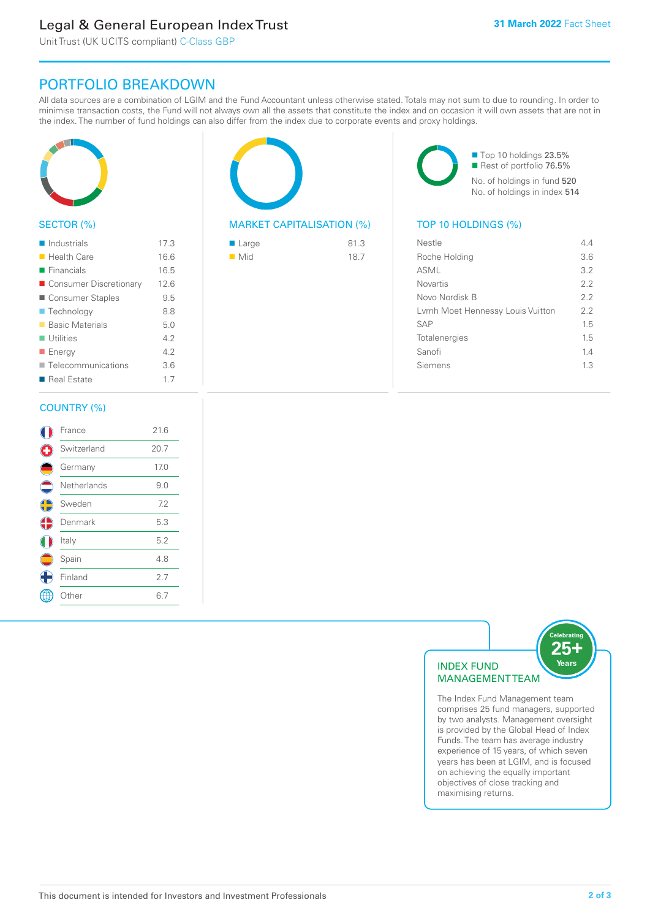## PORTFOLIO BREAKDOWN

All data sources are a combination of LGIM and the Fund Accountant unless otherwise stated. Totals may not sum to due to rounding. In order to minimise transaction costs, the Fund will not always own all the assets that constitute the index and on occasion it will own assets that are not in the index. The number of fund holdings can also differ from the index due to corporate events and proxy holdings.

### SECTOR (%)

| Sector | % |
|---|---|
| Industrials | 17.3 |
| Health Care | 16.6 |
| Financials | 16.5 |
| Consumer Discretionary | 12.6 |
| Consumer Staples | 9.5 |
| Technology | 8.8 |
| Basic Materials | 5.0 |
| Utilities | 4.2 |
| Energy | 4.2 |
| Telecommunications | 3.6 |
| Real Estate | 1.7 |

### MARKET CAPITALISATION (%)

| Market Cap | % |
|---|---|
| Large | 81.3 |
| Mid | 18.7 |

Top 10 holdings 23.5%
Rest of portfolio 76.5%
No. of holdings in fund 520
No. of holdings in index 514

### TOP 10 HOLDINGS (%)

| Holding | % |
|---|---|
| Nestle | 4.4 |
| Roche Holding | 3.6 |
| ASML | 3.2 |
| Novartis | 2.2 |
| Novo Nordisk B | 2.2 |
| Lvmh Moet Hennessy Louis Vuitton | 2.2 |
| SAP | 1.5 |
| Totalenergies | 1.5 |
| Sanofi | 1.4 |
| Siemens | 1.3 |

### COUNTRY (%)

| Country | % |
|---|---|
| France | 21.6 |
| Switzerland | 20.7 |
| Germany | 17.0 |
| Netherlands | 9.0 |
| Sweden | 7.2 |
| Denmark | 5.3 |
| Italy | 5.2 |
| Spain | 4.8 |
| Finland | 2.7 |
| Other | 6.7 |

### INDEX FUND MANAGEMENT TEAM

Celebrating 25+ Years

The Index Fund Management team comprises 25 fund managers, supported by two analysts. Management oversight is provided by the Global Head of Index Funds. The team has average industry experience of 15 years, of which seven years has been at LGIM, and is focused on achieving the equally important objectives of close tracking and maximising returns.

This document is intended for Investors and Investment Professionals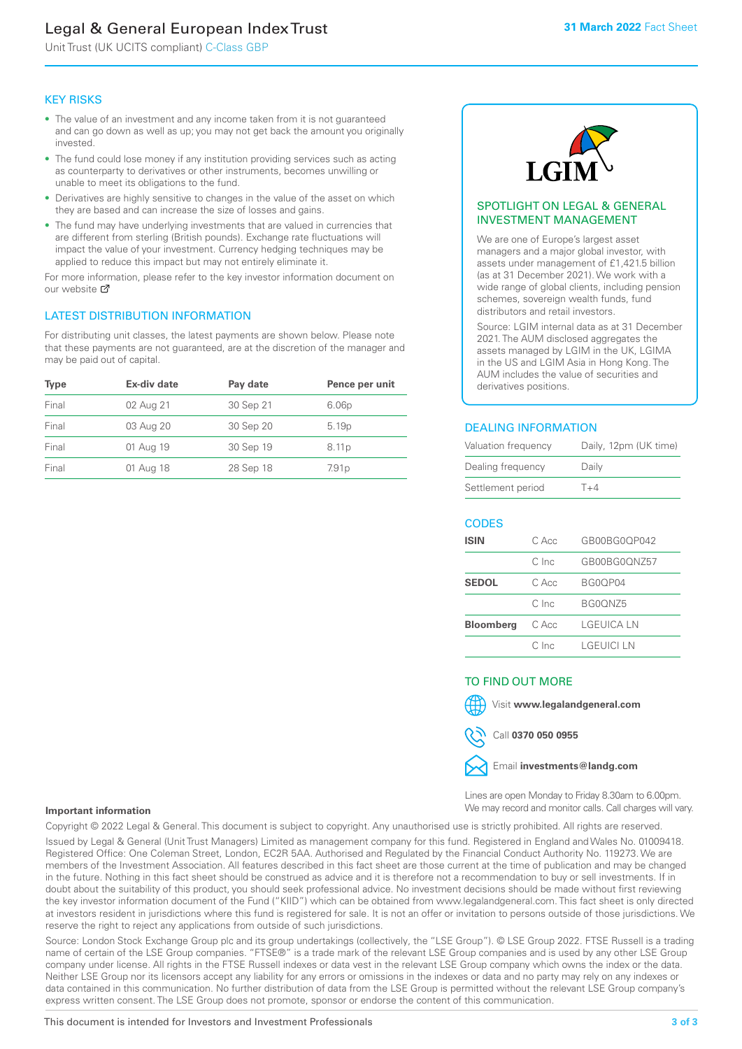# Legal & General European Index Trust

Unit Trust (UK UCITS compliant) C-Class GBP

31 March 2022 Fact Sheet

## KEY RISKS

- The value of an investment and any income taken from it is not guaranteed and can go down as well as up; you may not get back the amount you originally invested.
- The fund could lose money if any institution providing services such as acting as counterparty to derivatives or other instruments, becomes unwilling or unable to meet its obligations to the fund.
- Derivatives are highly sensitive to changes in the value of the asset on which they are based and can increase the size of losses and gains.
- The fund may have underlying investments that are valued in currencies that are different from sterling (British pounds). Exchange rate fluctuations will impact the value of your investment. Currency hedging techniques may be applied to reduce this impact but may not entirely eliminate it.

For more information, please refer to the key investor information document on our website

## LATEST DISTRIBUTION INFORMATION

For distributing unit classes, the latest payments are shown below. Please note that these payments are not guaranteed, are at the discretion of the manager and may be paid out of capital.

| Type | Ex-div date | Pay date | Pence per unit |
|---|---|---|---|
| Final | 02 Aug 21 | 30 Sep 21 | 6.06p |
| Final | 03 Aug 20 | 30 Sep 20 | 5.19p |
| Final | 01 Aug 19 | 30 Sep 19 | 8.11p |
| Final | 01 Aug 18 | 28 Sep 18 | 7.91p |

## SPOTLIGHT ON LEGAL & GENERAL INVESTMENT MANAGEMENT

We are one of Europe's largest asset managers and a major global investor, with assets under management of £1,421.5 billion (as at 31 December 2021). We work with a wide range of global clients, including pension schemes, sovereign wealth funds, fund distributors and retail investors.

Source: LGIM internal data as at 31 December 2021. The AUM disclosed aggregates the assets managed by LGIM in the UK, LGIMA in the US and LGIM Asia in Hong Kong. The AUM includes the value of securities and derivatives positions.

## DEALING INFORMATION

| | |
|---|---|
| Valuation frequency | Daily, 12pm (UK time) |
| Dealing frequency | Daily |
| Settlement period | T+4 |

## CODES

| | | |
|---|---|---|
| **ISIN** | C Acc | GB00BG0QP042 |
| | C Inc | GB00BG0QNZ57 |
| **SEDOL** | C Acc | BG0QP04 |
| | C Inc | BG0QNZ5 |
| **Bloomberg** | C Acc | LGEUICA LN |
| | C Inc | LGEUICI LN |

## TO FIND OUT MORE

Visit **www.legalandgeneral.com**

Call **0370 050 0955**

Email **investments@landg.com**

Lines are open Monday to Friday 8.30am to 6.00pm. We may record and monitor calls. Call charges will vary.

**Important information**

Copyright © 2022 Legal & General. This document is subject to copyright. Any unauthorised use is strictly prohibited. All rights are reserved.

Issued by Legal & General (Unit Trust Managers) Limited as management company for this fund. Registered in England and Wales No. 01009418. Registered Office: One Coleman Street, London, EC2R 5AA. Authorised and Regulated by the Financial Conduct Authority No. 119273. We are members of the Investment Association. All features described in this fact sheet are those current at the time of publication and may be changed in the future. Nothing in this fact sheet should be construed as advice and it is therefore not a recommendation to buy or sell investments. If in doubt about the suitability of this product, you should seek professional advice. No investment decisions should be made without first reviewing the key investor information document of the Fund ("KIID") which can be obtained from www.legalandgeneral.com. This fact sheet is only directed at investors resident in jurisdictions where this fund is registered for sale. It is not an offer or invitation to persons outside of those jurisdictions. We reserve the right to reject any applications from outside of such jurisdictions.

Source: London Stock Exchange Group plc and its group undertakings (collectively, the "LSE Group"). © LSE Group 2022. FTSE Russell is a trading name of certain of the LSE Group companies. "FTSE®" is a trade mark of the relevant LSE Group companies and is used by any other LSE Group company under license. All rights in the FTSE Russell indexes or data vest in the relevant LSE Group company which owns the index or the data. Neither LSE Group nor its licensors accept any liability for any errors or omissions in the indexes or data and no party may rely on any indexes or data contained in this communication. No further distribution of data from the LSE Group is permitted without the relevant LSE Group company's express written consent. The LSE Group does not promote, sponsor or endorse the content of this communication.

This document is intended for Investors and Investment Professionals